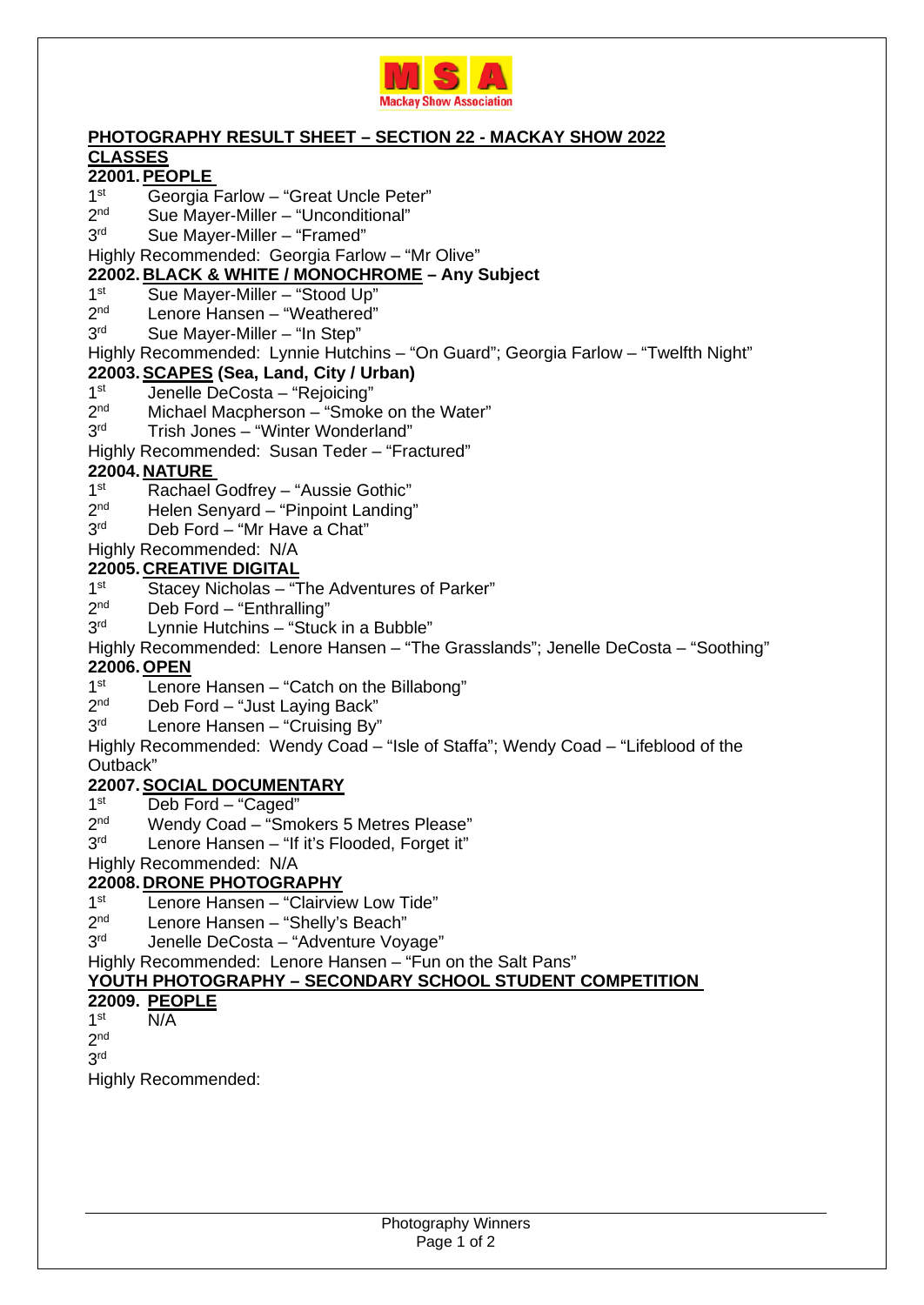# PHOTOGRAPHY RESULT SHEET – SECTION 22 - MACKAY SHOW 2022

## CLASSES

### 22001. PEOPLE

1st Georgia Farlow – "Great Uncle Peter"
2nd Sue Mayer-Miller – "Unconditional"
3rd Sue Mayer-Miller – "Framed"
Highly Recommended: Georgia Farlow – "Mr Olive"

### 22002. BLACK & WHITE / MONOCHROME – Any Subject

1st Sue Mayer-Miller – "Stood Up"
2nd Lenore Hansen – "Weathered"
3rd Sue Mayer-Miller – "In Step"
Highly Recommended: Lynnie Hutchins – "On Guard"; Georgia Farlow – "Twelfth Night"

### 22003. SCAPES (Sea, Land, City / Urban)

1st Jenelle DeCosta – "Rejoicing"
2nd Michael Macpherson – "Smoke on the Water"
3rd Trish Jones – "Winter Wonderland"
Highly Recommended: Susan Teder – "Fractured"

### 22004. NATURE

1st Rachael Godfrey – "Aussie Gothic"
2nd Helen Senyard – "Pinpoint Landing"
3rd Deb Ford – "Mr Have a Chat"
Highly Recommended: N/A

### 22005. CREATIVE DIGITAL

1st Stacey Nicholas – "The Adventures of Parker"
2nd Deb Ford – "Enthralling"
3rd Lynnie Hutchins – "Stuck in a Bubble"
Highly Recommended: Lenore Hansen – "The Grasslands"; Jenelle DeCosta – "Soothing"

### 22006. OPEN

1st Lenore Hansen – "Catch on the Billabong"
2nd Deb Ford – "Just Laying Back"
3rd Lenore Hansen – "Cruising By"
Highly Recommended: Wendy Coad – "Isle of Staffa"; Wendy Coad – "Lifeblood of the Outback"

### 22007. SOCIAL DOCUMENTARY

1st Deb Ford – "Caged"
2nd Wendy Coad – "Smokers 5 Metres Please"
3rd Lenore Hansen – "If it's Flooded, Forget it"
Highly Recommended: N/A

### 22008. DRONE PHOTOGRAPHY

1st Lenore Hansen – "Clairview Low Tide"
2nd Lenore Hansen – "Shelly's Beach"
3rd Jenelle DeCosta – "Adventure Voyage"
Highly Recommended: Lenore Hansen – "Fun on the Salt Pans"

## YOUTH PHOTOGRAPHY – SECONDARY SCHOOL STUDENT COMPETITION

### 22009. PEOPLE

1st N/A
2nd
3rd
Highly Recommended: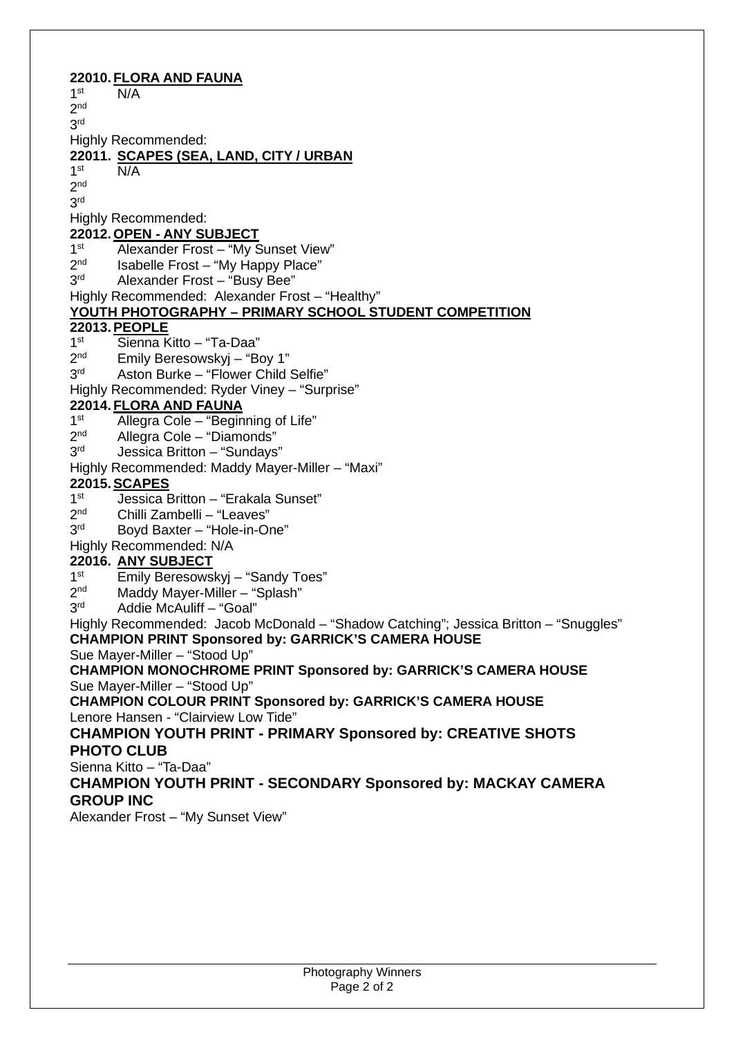**22010. FLORA AND FAUNA**

1st N/A

2nd

3rd

Highly Recommended:

**22011. SCAPES (SEA, LAND, CITY / URBAN**

1st N/A

2nd

3rd

Highly Recommended:

**22012. OPEN - ANY SUBJECT**

1st Alexander Frost – "My Sunset View"

2nd Isabelle Frost – "My Happy Place"

3rd Alexander Frost – "Busy Bee"

Highly Recommended: Alexander Frost – "Healthy"

**YOUTH PHOTOGRAPHY – PRIMARY SCHOOL STUDENT COMPETITION**

**22013. PEOPLE**

1st Sienna Kitto – "Ta-Daa"

2nd Emily Beresowskyj – "Boy 1"

3rd Aston Burke – "Flower Child Selfie"

Highly Recommended: Ryder Viney – "Surprise"

**22014. FLORA AND FAUNA**

1st Allegra Cole – "Beginning of Life"

2nd Allegra Cole – "Diamonds"

3rd Jessica Britton – "Sundays"

Highly Recommended: Maddy Mayer-Miller – "Maxi"

**22015. SCAPES**

1st Jessica Britton – "Erakala Sunset"

2nd Chilli Zambelli – "Leaves"

3rd Boyd Baxter – "Hole-in-One"

Highly Recommended: N/A

**22016. ANY SUBJECT**

1st Emily Beresowskyj – "Sandy Toes"

2nd Maddy Mayer-Miller – "Splash"

3rd Addie McAuliff – "Goal"

Highly Recommended: Jacob McDonald – "Shadow Catching"; Jessica Britton – "Snuggles"

**CHAMPION PRINT Sponsored by: GARRICK'S CAMERA HOUSE**

Sue Mayer-Miller – "Stood Up"

**CHAMPION MONOCHROME PRINT Sponsored by: GARRICK'S CAMERA HOUSE**

Sue Mayer-Miller – "Stood Up"

**CHAMPION COLOUR PRINT Sponsored by: GARRICK'S CAMERA HOUSE**

Lenore Hansen - "Clairview Low Tide"

**CHAMPION YOUTH PRINT - PRIMARY Sponsored by: CREATIVE SHOTS PHOTO CLUB**

Sienna Kitto – "Ta-Daa"

**CHAMPION YOUTH PRINT - SECONDARY Sponsored by: MACKAY CAMERA GROUP INC**

Alexander Frost – "My Sunset View"